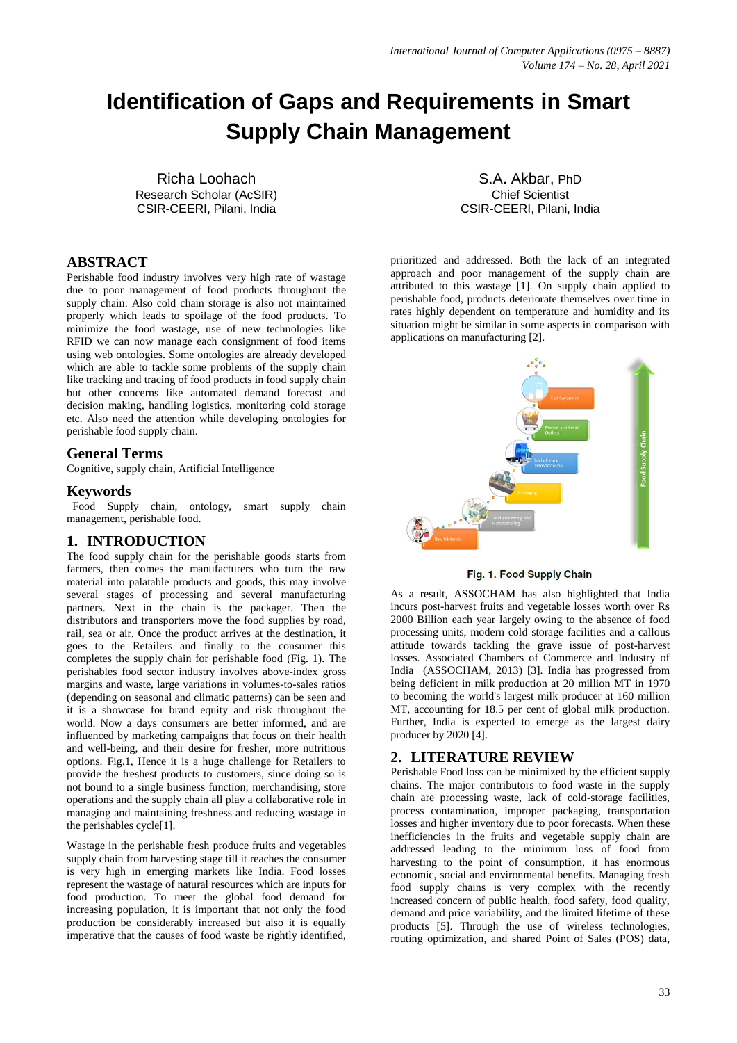# Identification of Gaps and Requirements in Smart Supply Chain Management

Richa Loohach
Research Scholar (AcSIR)
CSIR-CEERI, Pilani, India

S.A. Akbar, PhD
Chief Scientist
CSIR-CEERI, Pilani, India

## ABSTRACT

Perishable food industry involves very high rate of wastage due to poor management of food products throughout the supply chain. Also cold chain storage is also not maintained properly which leads to spoilage of the food products. To minimize the food wastage, use of new technologies like RFID we can now manage each consignment of food items using web ontologies. Some ontologies are already developed which are able to tackle some problems of the supply chain like tracking and tracing of food products in food supply chain but other concerns like automated demand forecast and decision making, handling logistics, monitoring cold storage etc. Also need the attention while developing ontologies for perishable food supply chain.

## General Terms

Cognitive, supply chain, Artificial Intelligence

## Keywords

Food Supply chain, ontology, smart supply chain management, perishable food.

## 1. INTRODUCTION

The food supply chain for the perishable goods starts from farmers, then comes the manufacturers who turn the raw material into palatable products and goods, this may involve several stages of processing and several manufacturing partners. Next in the chain is the packager. Then the distributors and transporters move the food supplies by road, rail, sea or air. Once the product arrives at the destination, it goes to the Retailers and finally to the consumer this completes the supply chain for perishable food (Fig. 1). The perishables food sector industry involves above-index gross margins and waste, large variations in volumes-to-sales ratios (depending on seasonal and climatic patterns) can be seen and it is a showcase for brand equity and risk throughout the world. Now a days consumers are better informed, and are influenced by marketing campaigns that focus on their health and well-being, and their desire for fresher, more nutritious options. Fig.1, Hence it is a huge challenge for Retailers to provide the freshest products to customers, since doing so is not bound to a single business function; merchandising, store operations and the supply chain all play a collaborative role in managing and maintaining freshness and reducing wastage in the perishables cycle[1].

Wastage in the perishable fresh produce fruits and vegetables supply chain from harvesting stage till it reaches the consumer is very high in emerging markets like India. Food losses represent the wastage of natural resources which are inputs for food production. To meet the global food demand for increasing population, it is important that not only the food production be considerably increased but also it is equally imperative that the causes of food waste be rightly identified, prioritized and addressed. Both the lack of an integrated approach and poor management of the supply chain are attributed to this wastage [1]. On supply chain applied to perishable food, products deteriorate themselves over time in rates highly dependent on temperature and humidity and its situation might be similar in some aspects in comparison with applications on manufacturing [2].

Fig. 1. Food Supply Chain

As a result, ASSOCHAM has also highlighted that India incurs post-harvest fruits and vegetable losses worth over Rs 2000 Billion each year largely owing to the absence of food processing units, modern cold storage facilities and a callous attitude towards tackling the grave issue of post-harvest losses. Associated Chambers of Commerce and Industry of India (ASSOCHAM, 2013) [3]. India has progressed from being deficient in milk production at 20 million MT in 1970 to becoming the world's largest milk producer at 160 million MT, accounting for 18.5 per cent of global milk production. Further, India is expected to emerge as the largest dairy producer by 2020 [4].

## 2. LITERATURE REVIEW

Perishable Food loss can be minimized by the efficient supply chains. The major contributors to food waste in the supply chain are processing waste, lack of cold-storage facilities, process contamination, improper packaging, transportation losses and higher inventory due to poor forecasts. When these inefficiencies in the fruits and vegetable supply chain are addressed leading to the minimum loss of food from harvesting to the point of consumption, it has enormous economic, social and environmental benefits. Managing fresh food supply chains is very complex with the recently increased concern of public health, food safety, food quality, demand and price variability, and the limited lifetime of these products [5]. Through the use of wireless technologies, routing optimization, and shared Point of Sales (POS) data,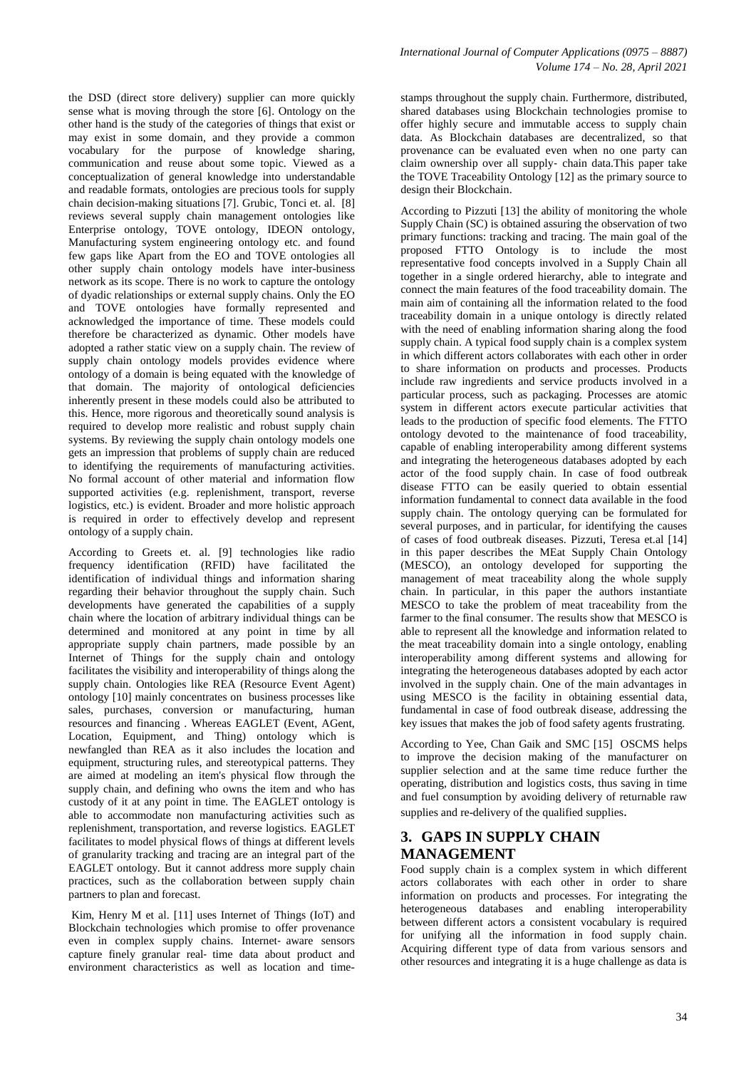the DSD (direct store delivery) supplier can more quickly sense what is moving through the store [6]. Ontology on the other hand is the study of the categories of things that exist or may exist in some domain, and they provide a common vocabulary for the purpose of knowledge sharing, communication and reuse about some topic. Viewed as a conceptualization of general knowledge into understandable and readable formats, ontologies are precious tools for supply chain decision-making situations [7]. Grubic, Tonci et. al. [8] reviews several supply chain management ontologies like Enterprise ontology, TOVE ontology, IDEON ontology, Manufacturing system engineering ontology etc. and found few gaps like Apart from the EO and TOVE ontologies all other supply chain ontology models have inter-business network as its scope. There is no work to capture the ontology of dyadic relationships or external supply chains. Only the EO and TOVE ontologies have formally represented and acknowledged the importance of time. These models could therefore be characterized as dynamic. Other models have adopted a rather static view on a supply chain. The review of supply chain ontology models provides evidence where ontology of a domain is being equated with the knowledge of that domain. The majority of ontological deficiencies inherently present in these models could also be attributed to this. Hence, more rigorous and theoretically sound analysis is required to develop more realistic and robust supply chain systems. By reviewing the supply chain ontology models one gets an impression that problems of supply chain are reduced to identifying the requirements of manufacturing activities. No formal account of other material and information flow supported activities (e.g. replenishment, transport, reverse logistics, etc.) is evident. Broader and more holistic approach is required in order to effectively develop and represent ontology of a supply chain.

According to Greets et. al. [9] technologies like radio frequency identification (RFID) have facilitated the identification of individual things and information sharing regarding their behavior throughout the supply chain. Such developments have generated the capabilities of a supply chain where the location of arbitrary individual things can be determined and monitored at any point in time by all appropriate supply chain partners, made possible by an Internet of Things for the supply chain and ontology facilitates the visibility and interoperability of things along the supply chain. Ontologies like REA (Resource Event Agent) ontology [10] mainly concentrates on business processes like sales, purchases, conversion or manufacturing, human resources and financing . Whereas EAGLET (Event, AGent, Location, Equipment, and Thing) ontology which is newfangled than REA as it also includes the location and equipment, structuring rules, and stereotypical patterns. They are aimed at modeling an item's physical flow through the supply chain, and defining who owns the item and who has custody of it at any point in time. The EAGLET ontology is able to accommodate non manufacturing activities such as replenishment, transportation, and reverse logistics. EAGLET facilitates to model physical flows of things at different levels of granularity tracking and tracing are an integral part of the EAGLET ontology. But it cannot address more supply chain practices, such as the collaboration between supply chain partners to plan and forecast.

Kim, Henry M et al. [11] uses Internet of Things (IoT) and Blockchain technologies which promise to offer provenance even in complex supply chains. Internet- aware sensors capture finely granular real- time data about product and environment characteristics as well as location and time-stamps throughout the supply chain. Furthermore, distributed, shared databases using Blockchain technologies promise to offer highly secure and immutable access to supply chain data. As Blockchain databases are decentralized, so that provenance can be evaluated even when no one party can claim ownership over all supply- chain data.This paper take the TOVE Traceability Ontology [12] as the primary source to design their Blockchain.

According to Pizzuti [13] the ability of monitoring the whole Supply Chain (SC) is obtained assuring the observation of two primary functions: tracking and tracing. The main goal of the proposed FTTO Ontology is to include the most representative food concepts involved in a Supply Chain all together in a single ordered hierarchy, able to integrate and connect the main features of the food traceability domain. The main aim of containing all the information related to the food traceability domain in a unique ontology is directly related with the need of enabling information sharing along the food supply chain. A typical food supply chain is a complex system in which different actors collaborates with each other in order to share information on products and processes. Products include raw ingredients and service products involved in a particular process, such as packaging. Processes are atomic system in different actors execute particular activities that leads to the production of specific food elements. The FTTO ontology devoted to the maintenance of food traceability, capable of enabling interoperability among different systems and integrating the heterogeneous databases adopted by each actor of the food supply chain. In case of food outbreak disease FTTO can be easily queried to obtain essential information fundamental to connect data available in the food supply chain. The ontology querying can be formulated for several purposes, and in particular, for identifying the causes of cases of food outbreak diseases. Pizzuti, Teresa et.al [14] in this paper describes the MEat Supply Chain Ontology (MESCO), an ontology developed for supporting the management of meat traceability along the whole supply chain. In particular, in this paper the authors instantiate MESCO to take the problem of meat traceability from the farmer to the final consumer. The results show that MESCO is able to represent all the knowledge and information related to the meat traceability domain into a single ontology, enabling interoperability among different systems and allowing for integrating the heterogeneous databases adopted by each actor involved in the supply chain. One of the main advantages in using MESCO is the facility in obtaining essential data, fundamental in case of food outbreak disease, addressing the key issues that makes the job of food safety agents frustrating.

According to Yee, Chan Gaik and SMC [15] OSCMS helps to improve the decision making of the manufacturer on supplier selection and at the same time reduce further the operating, distribution and logistics costs, thus saving in time and fuel consumption by avoiding delivery of returnable raw supplies and re-delivery of the qualified supplies.

## 3. GAPS IN SUPPLY CHAIN MANAGEMENT

Food supply chain is a complex system in which different actors collaborates with each other in order to share information on products and processes. For integrating the heterogeneous databases and enabling interoperability between different actors a consistent vocabulary is required for unifying all the information in food supply chain. Acquiring different type of data from various sensors and other resources and integrating it is a huge challenge as data is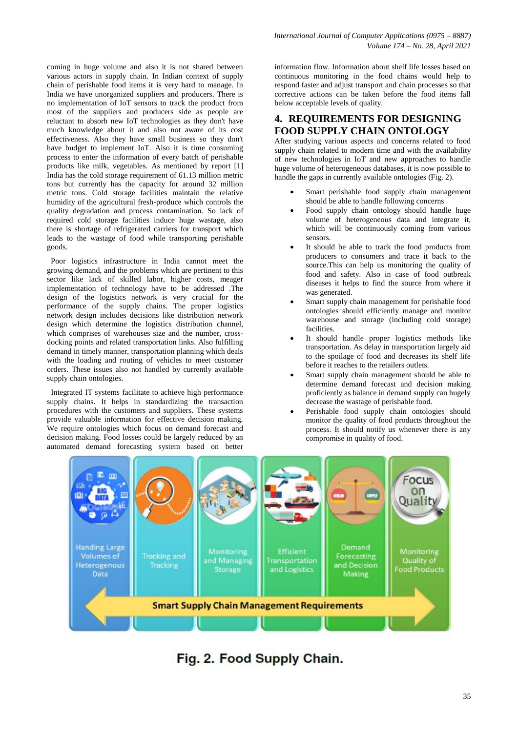coming in huge volume and also it is not shared between various actors in supply chain. In Indian context of supply chain of perishable food items it is very hard to manage. In India we have unorganized suppliers and producers. There is no implementation of IoT sensors to track the product from most of the suppliers and producers side as people are reluctant to absorb new IoT technologies as they don't have much knowledge about it and also not aware of its cost effectiveness. Also they have small business so they don't have budget to implement IoT. Also it is time consuming process to enter the information of every batch of perishable products like milk, vegetables. As mentioned by report [1] India has the cold storage requirement of 61.13 million metric tons but currently has the capacity for around 32 million metric tons. Cold storage facilities maintain the relative humidity of the agricultural fresh-produce which controls the quality degradation and process contamination. So lack of required cold storage facilities induce huge wastage, also there is shortage of refrigerated carriers for transport which leads to the wastage of food while transporting perishable goods.

Poor logistics infrastructure in India cannot meet the growing demand, and the problems which are pertinent to this sector like lack of skilled labor, higher costs, meager implementation of technology have to be addressed .The design of the logistics network is very crucial for the performance of the supply chains. The proper logistics network design includes decisions like distribution network design which determine the logistics distribution channel, which comprises of warehouses size and the number, cross-docking points and related transportation links. Also fulfilling demand in timely manner, transportation planning which deals with the loading and routing of vehicles to meet customer orders. These issues also not handled by currently available supply chain ontologies.

Integrated IT systems facilitate to achieve high performance supply chains. It helps in standardizing the transaction procedures with the customers and suppliers. These systems provide valuable information for effective decision making. We require ontologies which focus on demand forecast and decision making. Food losses could be largely reduced by an automated demand forecasting system based on better information flow. Information about shelf life losses based on continuous monitoring in the food chains would help to respond faster and adjust transport and chain processes so that corrective actions can be taken before the food items fall below acceptable levels of quality.

## 4. REQUIREMENTS FOR DESIGNING FOOD SUPPLY CHAIN ONTOLOGY

After studying various aspects and concerns related to food supply chain related to modern time and with the availability of new technologies in IoT and new approaches to handle huge volume of heterogeneous databases, it is now possible to handle the gaps in currently available ontologies (Fig. 2).

- Smart perishable food supply chain management should be able to handle following concerns
- Food supply chain ontology should handle huge volume of heterogeneous data and integrate it, which will be continuously coming from various sensors.
- It should be able to track the food products from producers to consumers and trace it back to the source.This can help us monitoring the quality of food and safety. Also in case of food outbreak diseases it helps to find the source from where it was generated.
- Smart supply chain management for perishable food ontologies should efficiently manage and monitor warehouse and storage (including cold storage) facilities.
- It should handle proper logistics methods like transportation. As delay in transportation largely aid to the spoilage of food and decreases its shelf life before it reaches to the retailers outlets.
- Smart supply chain management should be able to determine demand forecast and decision making proficiently as balance in demand supply can hugely decrease the wastage of perishable food.
- Perishable food supply chain ontologies should monitor the quality of food products throughout the process. It should notify us whenever there is any compromise in quality of food.

Fig. 2. Food Supply Chain.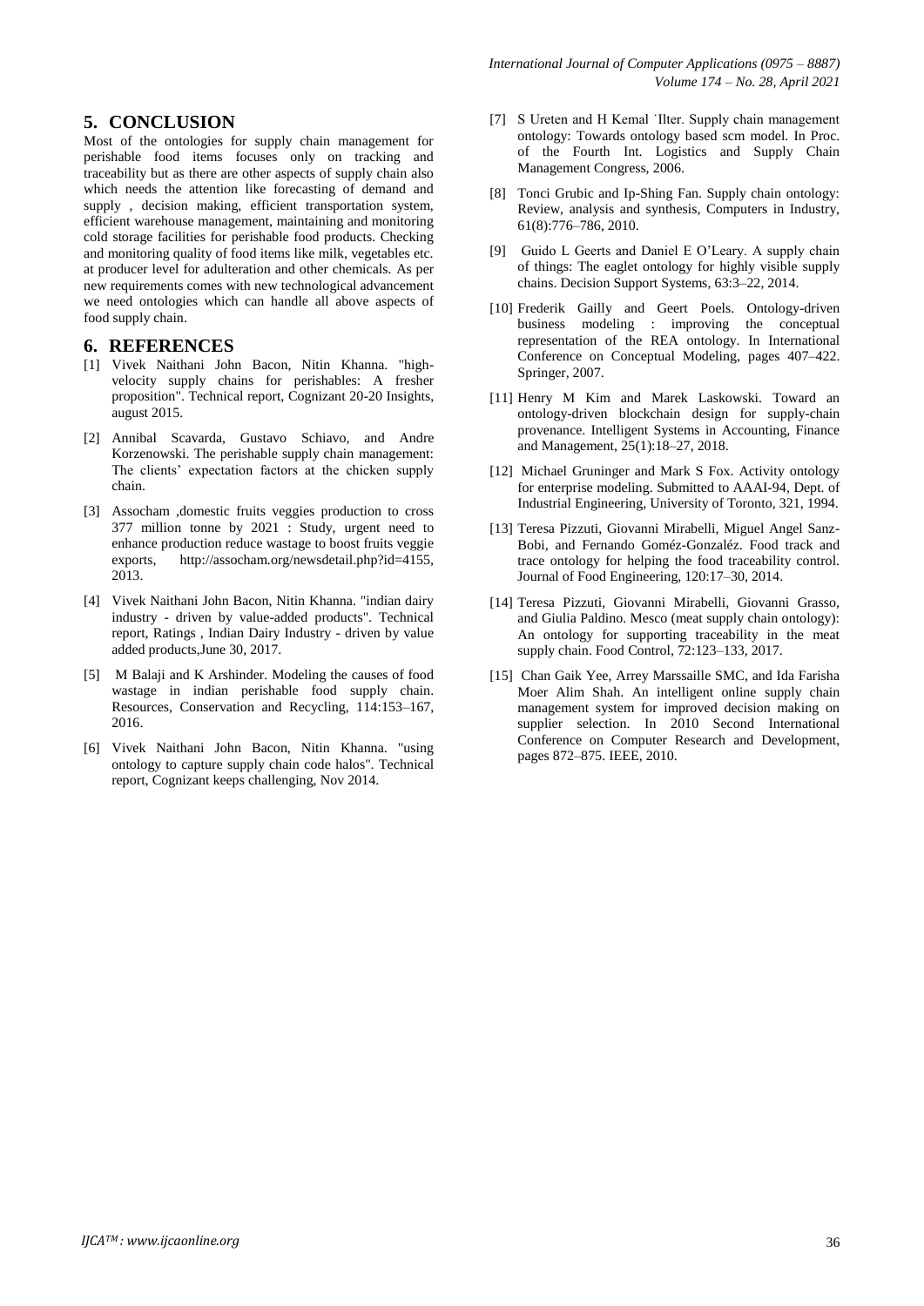## 5. CONCLUSION

Most of the ontologies for supply chain management for perishable food items focuses only on tracking and traceability but as there are other aspects of supply chain also which needs the attention like forecasting of demand and supply , decision making, efficient transportation system, efficient warehouse management, maintaining and monitoring cold storage facilities for perishable food products. Checking and monitoring quality of food items like milk, vegetables etc. at producer level for adulteration and other chemicals. As per new requirements comes with new technological advancement we need ontologies which can handle all above aspects of food supply chain.

## 6. REFERENCES

[1] Vivek Naithani John Bacon, Nitin Khanna. "high-velocity supply chains for perishables: A fresher proposition". Technical report, Cognizant 20-20 Insights, august 2015.

[2] Annibal Scavarda, Gustavo Schiavo, and Andre Korzenowski. The perishable supply chain management: The clients' expectation factors at the chicken supply chain.

[3] Assocham ,domestic fruits veggies production to cross 377 million tonne by 2021 : Study, urgent need to enhance production reduce wastage to boost fruits veggie exports, http://assocham.org/newsdetail.php?id=4155, 2013.

[4] Vivek Naithani John Bacon, Nitin Khanna. "indian dairy industry - driven by value-added products". Technical report, Ratings , Indian Dairy Industry - driven by value added products,June 30, 2017.

[5] M Balaji and K Arshinder. Modeling the causes of food wastage in indian perishable food supply chain. Resources, Conservation and Recycling, 114:153–167, 2016.

[6] Vivek Naithani John Bacon, Nitin Khanna. "using ontology to capture supply chain code halos". Technical report, Cognizant keeps challenging, Nov 2014.

[7] S Ureten and H Kemal ˙Ilter. Supply chain management ontology: Towards ontology based scm model. In Proc. of the Fourth Int. Logistics and Supply Chain Management Congress, 2006.

[8] Tonci Grubic and Ip-Shing Fan. Supply chain ontology: Review, analysis and synthesis, Computers in Industry, 61(8):776–786, 2010.

[9] Guido L Geerts and Daniel E O'Leary. A supply chain of things: The eaglet ontology for highly visible supply chains. Decision Support Systems, 63:3–22, 2014.

[10] Frederik Gailly and Geert Poels. Ontology-driven business modeling : improving the conceptual representation of the REA ontology. In International Conference on Conceptual Modeling, pages 407–422. Springer, 2007.

[11] Henry M Kim and Marek Laskowski. Toward an ontology-driven blockchain design for supply-chain provenance. Intelligent Systems in Accounting, Finance and Management, 25(1):18–27, 2018.

[12] Michael Gruninger and Mark S Fox. Activity ontology for enterprise modeling. Submitted to AAAI-94, Dept. of Industrial Engineering, University of Toronto, 321, 1994.

[13] Teresa Pizzuti, Giovanni Mirabelli, Miguel Angel Sanz-Bobi, and Fernando Goméz-Gonzaléz. Food track and trace ontology for helping the food traceability control. Journal of Food Engineering, 120:17–30, 2014.

[14] Teresa Pizzuti, Giovanni Mirabelli, Giovanni Grasso, and Giulia Paldino. Mesco (meat supply chain ontology): An ontology for supporting traceability in the meat supply chain. Food Control, 72:123–133, 2017.

[15] Chan Gaik Yee, Arrey Marssaille SMC, and Ida Farisha Moer Alim Shah. An intelligent online supply chain management system for improved decision making on supplier selection. In 2010 Second International Conference on Computer Research and Development, pages 872–875. IEEE, 2010.